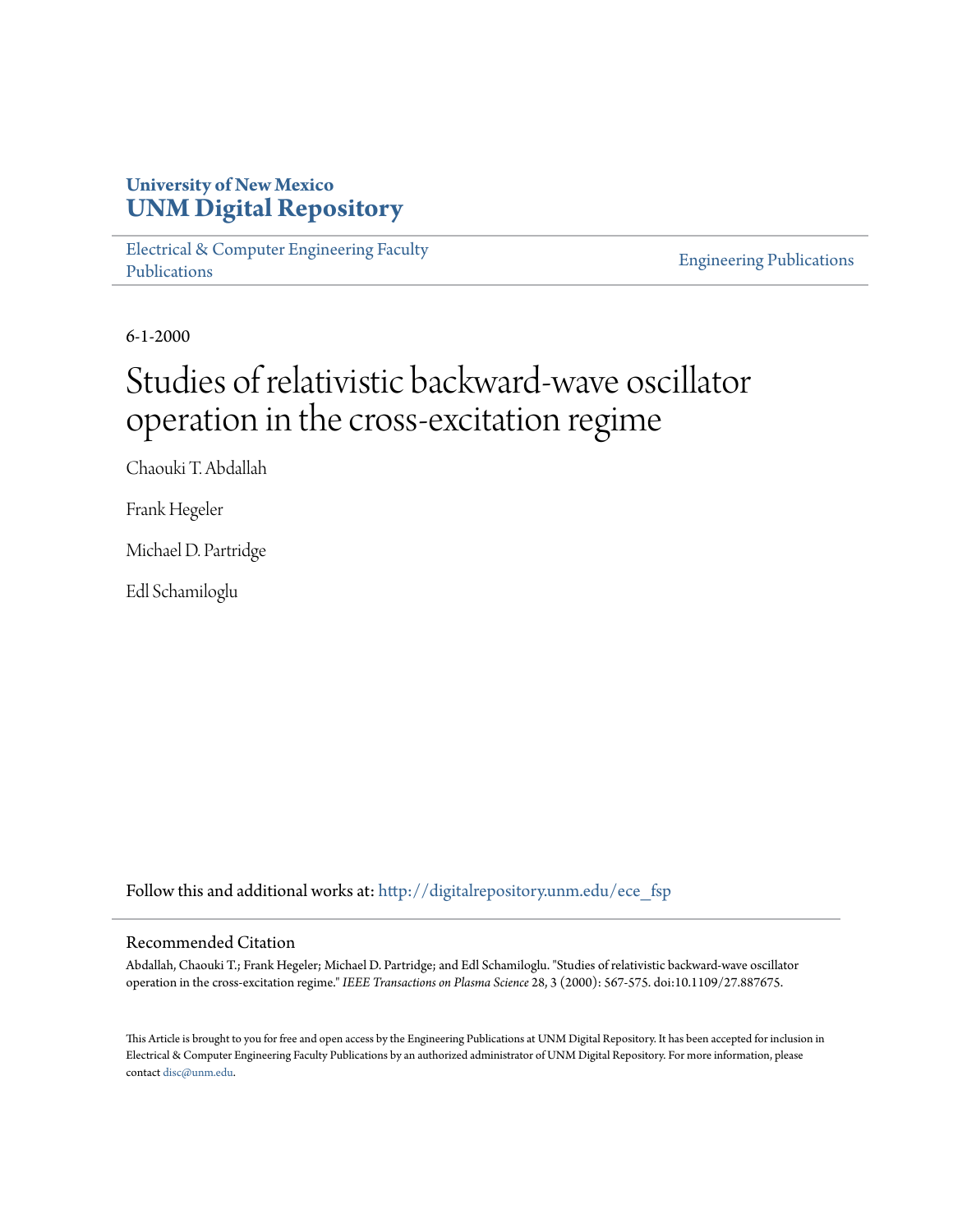University of New Mexico
**UNM Digital Repository**

Electrical & Computer Engineering Faculty Publications

Engineering Publications

6-1-2000

# Studies of relativistic backward-wave oscillator operation in the cross-excitation regime

Chaouki T. Abdallah

Frank Hegeler

Michael D. Partridge

Edl Schamiloglu

Follow this and additional works at: http://digitalrepository.unm.edu/ece_fsp

## Recommended Citation

Abdallah, Chaouki T.; Frank Hegeler; Michael D. Partridge; and Edl Schamiloglu. "Studies of relativistic backward-wave oscillator operation in the cross-excitation regime." *IEEE Transactions on Plasma Science* 28, 3 (2000): 567-575. doi:10.1109/27.887675.

This Article is brought to you for free and open access by the Engineering Publications at UNM Digital Repository. It has been accepted for inclusion in Electrical & Computer Engineering Faculty Publications by an authorized administrator of UNM Digital Repository. For more information, please contact disc@unm.edu.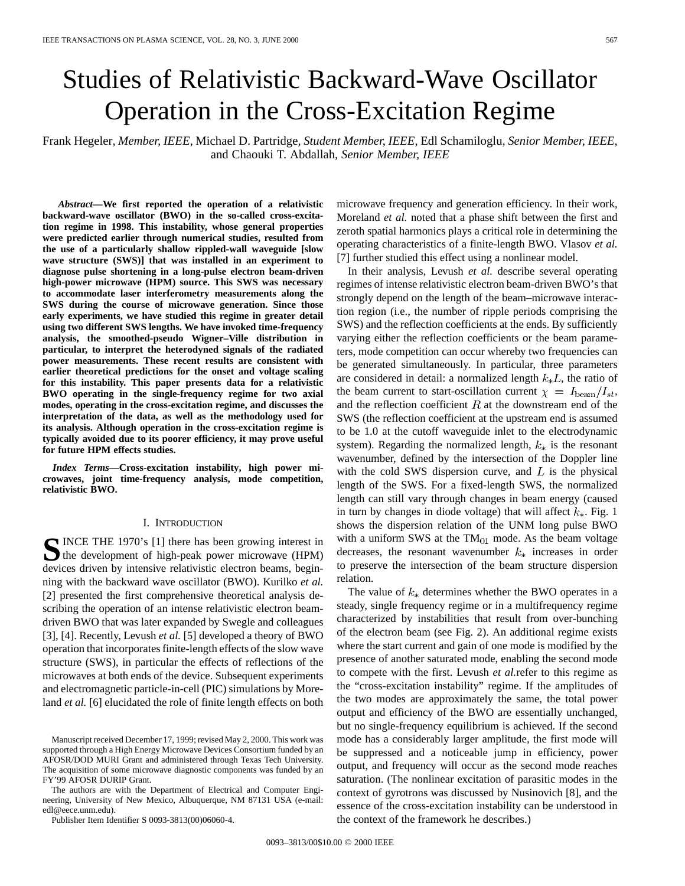# Studies of Relativistic Backward-Wave Oscillator Operation in the Cross-Excitation Regime

Frank Hegeler, *Member, IEEE*, Michael D. Partridge, *Student Member, IEEE*, Edl Schamiloglu, *Senior Member, IEEE*, and Chaouki T. Abdallah, *Senior Member, IEEE*

***Abstract*—We first reported the operation of a relativistic backward-wave oscillator (BWO) in the so-called cross-excitation regime in 1998. This instability, whose general properties were predicted earlier through numerical studies, resulted from the use of a particularly shallow rippled-wall waveguide [slow wave structure (SWS)] that was installed in an experiment to diagnose pulse shortening in a long-pulse electron beam-driven high-power microwave (HPM) source. This SWS was necessary to accommodate laser interferometry measurements along the SWS during the course of microwave generation. Since those early experiments, we have studied this regime in greater detail using two different SWS lengths. We have invoked time-frequency analysis, the smoothed-pseudo Wigner–Ville distribution in particular, to interpret the heterodyned signals of the radiated power measurements. These recent results are consistent with earlier theoretical predictions for the onset and voltage scaling for this instability. This paper presents data for a relativistic BWO operating in the single-frequency regime for two axial modes, operating in the cross-excitation regime, and discusses the interpretation of the data, as well as the methodology used for its analysis. Although operation in the cross-excitation regime is typically avoided due to its poorer efficiency, it may prove useful for future HPM effects studies.**

***Index Terms*—Cross-excitation instability, high power microwaves, joint time-frequency analysis, mode competition, relativistic BWO.**

## I. Introduction

SINCE THE 1970's [1] there has been growing interest in the development of high-peak power microwave (HPM) devices driven by intensive relativistic electron beams, beginning with the backward wave oscillator (BWO). Kurilko *et al.* [2] presented the first comprehensive theoretical analysis describing the operation of an intense relativistic electron beam-driven BWO that was later expanded by Swegle and colleagues [3], [4]. Recently, Levush *et al.* [5] developed a theory of BWO operation that incorporates finite-length effects of the slow wave structure (SWS), in particular the effects of reflections of the microwaves at both ends of the device. Subsequent experiments and electromagnetic particle-in-cell (PIC) simulations by Moreland *et al.* [6] elucidated the role of finite length effects on both microwave frequency and generation efficiency. In their work, Moreland *et al.* noted that a phase shift between the first and zeroth spatial harmonics plays a critical role in determining the operating characteristics of a finite-length BWO. Vlasov *et al.* [7] further studied this effect using a nonlinear model.

In their analysis, Levush *et al.* describe several operating regimes of intense relativistic electron beam-driven BWO's that strongly depend on the length of the beam–microwave interaction region (i.e., the number of ripple periods comprising the SWS) and the reflection coefficients at the ends. By sufficiently varying either the reflection coefficients or the beam parameters, mode competition can occur whereby two frequencies can be generated simultaneously. In particular, three parameters are considered in detail: a normalized length $k_*L$, the ratio of the beam current to start-oscillation current $\chi = I_{\text{beam}}/I_{st}$, and the reflection coefficient $R$ at the downstream end of the SWS (the reflection coefficient at the upstream end is assumed to be 1.0 at the cutoff waveguide inlet to the electrodynamic system). Regarding the normalized length, $k_*$ is the resonant wavenumber, defined by the intersection of the Doppler line with the cold SWS dispersion curve, and $L$ is the physical length of the SWS. For a fixed-length SWS, the normalized length can still vary through changes in beam energy (caused in turn by changes in diode voltage) that will affect $k_*$. Fig. 1 shows the dispersion relation of the UNM long pulse BWO with a uniform SWS at the $TM_{01}$ mode. As the beam voltage decreases, the resonant wavenumber $k_*$ increases in order to preserve the intersection of the beam structure dispersion relation.

The value of $k_*$ determines whether the BWO operates in a steady, single frequency regime or in a multifrequency regime characterized by instabilities that result from over-bunching of the electron beam (see Fig. 2). An additional regime exists where the start current and gain of one mode is modified by the presence of another saturated mode, enabling the second mode to compete with the first. Levush *et al.*refer to this regime as the "cross-excitation instability" regime. If the amplitudes of the two modes are approximately the same, the total power output and efficiency of the BWO are essentially unchanged, but no single-frequency equilibrium is achieved. If the second mode has a considerably larger amplitude, the first mode will be suppressed and a noticeable jump in efficiency, power output, and frequency will occur as the second mode reaches saturation. (The nonlinear excitation of parasitic modes in the context of gyrotrons was discussed by Nusinovich [8], and the essence of the cross-excitation instability can be understood in the context of the framework he describes.)

Manuscript received December 17, 1999; revised May 2, 2000. This work was supported through a High Energy Microwave Devices Consortium funded by an AFOSR/DOD MURI Grant and administered through Texas Tech University. The acquisition of some microwave diagnostic components was funded by an FY'99 AFOSR DURIP Grant.

The authors are with the Department of Electrical and Computer Engineering, University of New Mexico, Albuquerque, NM 87131 USA (e-mail: edl@eece.unm.edu).

Publisher Item Identifier S 0093-3813(00)06060-4.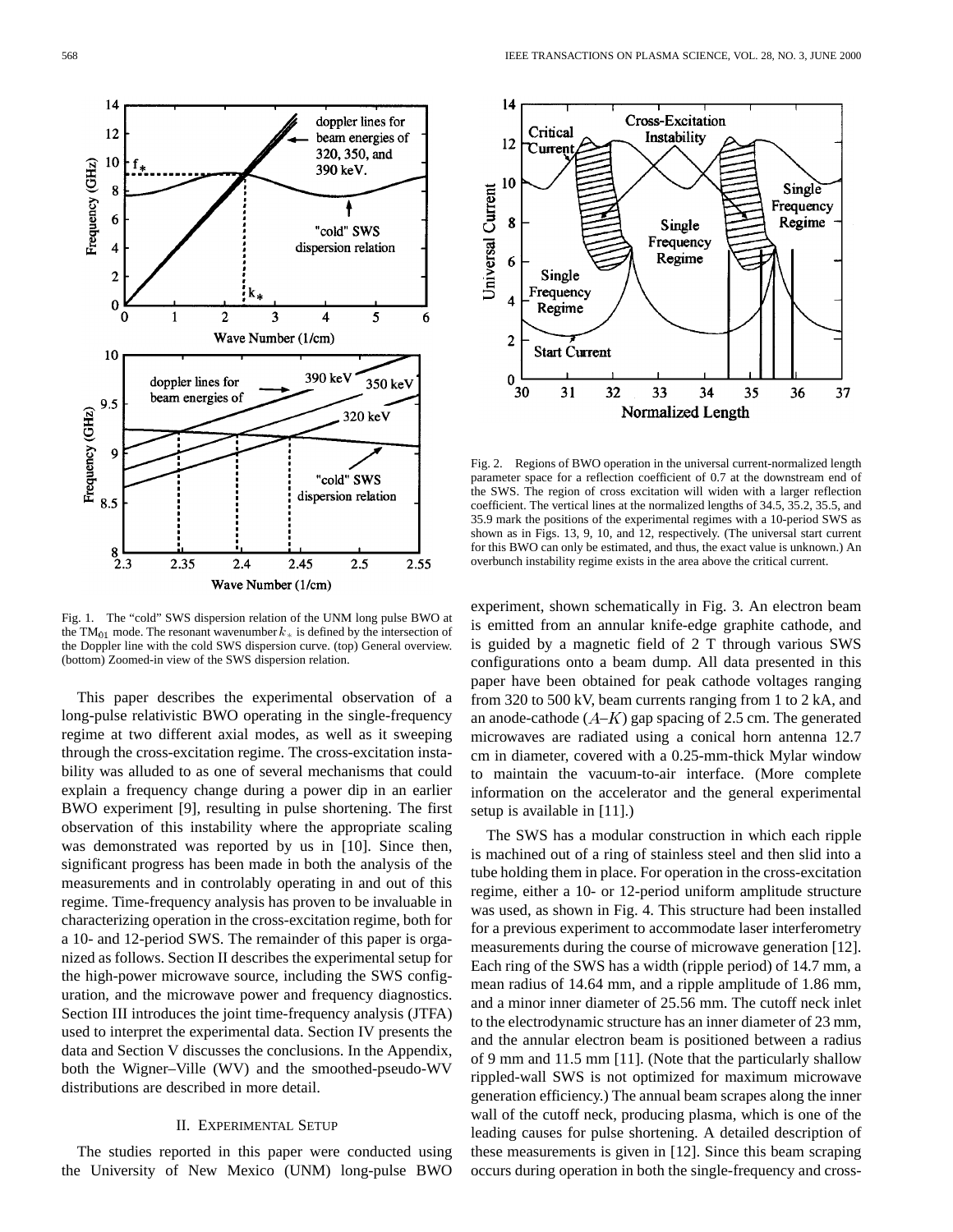Fig. 1. The "cold" SWS dispersion relation of the UNM long pulse BWO at the $TM_{01}$ mode. The resonant wavenumber $k_*$ is defined by the intersection of the Doppler line with the cold SWS dispersion curve. (top) General overview. (bottom) Zoomed-in view of the SWS dispersion relation.

Fig. 2. Regions of BWO operation in the universal current-normalized length parameter space for a reflection coefficient of 0.7 at the downstream end of the SWS. The region of cross excitation will widen with a larger reflection coefficient. The vertical lines at the normalized lengths of 34.5, 35.2, 35.5, and 35.9 mark the positions of the experimental regimes with a 10-period SWS as shown as in Figs. 13, 9, 10, and 12, respectively. (The universal start current for this BWO can only be estimated, and thus, the exact value is unknown.) An overbunch instability regime exists in the area above the critical current.

This paper describes the experimental observation of a long-pulse relativistic BWO operating in the single-frequency regime at two different axial modes, as well as it sweeping through the cross-excitation regime. The cross-excitation instability was alluded to as one of several mechanisms that could explain a frequency change during a power dip in an earlier BWO experiment [9], resulting in pulse shortening. The first observation of this instability where the appropriate scaling was demonstrated was reported by us in [10]. Since then, significant progress has been made in both the analysis of the measurements and in controlably operating in and out of this regime. Time-frequency analysis has proven to be invaluable in characterizing operation in the cross-excitation regime, both for a 10- and 12-period SWS. The remainder of this paper is organized as follows. Section II describes the experimental setup for the high-power microwave source, including the SWS configuration, and the microwave power and frequency diagnostics. Section III introduces the joint time-frequency analysis (JTFA) used to interpret the experimental data. Section IV presents the data and Section V discusses the conclusions. In the Appendix, both the Wigner–Ville (WV) and the smoothed-pseudo-WV distributions are described in more detail.

## II. Experimental Setup

The studies reported in this paper were conducted using the University of New Mexico (UNM) long-pulse BWO experiment, shown schematically in Fig. 3. An electron beam is emitted from an annular knife-edge graphite cathode, and is guided by a magnetic field of 2 T through various SWS configurations onto a beam dump. All data presented in this paper have been obtained for peak cathode voltages ranging from 320 to 500 kV, beam currents ranging from 1 to 2 kA, and an anode-cathode ($A$–$K$) gap spacing of 2.5 cm. The generated microwaves are radiated using a conical horn antenna 12.7 cm in diameter, covered with a 0.25-mm-thick Mylar window to maintain the vacuum-to-air interface. (More complete information on the accelerator and the general experimental setup is available in [11].)

The SWS has a modular construction in which each ripple is machined out of a ring of stainless steel and then slid into a tube holding them in place. For operation in the cross-excitation regime, either a 10- or 12-period uniform amplitude structure was used, as shown in Fig. 4. This structure had been installed for a previous experiment to accommodate laser interferometry measurements during the course of microwave generation [12]. Each ring of the SWS has a width (ripple period) of 14.7 mm, a mean radius of 14.64 mm, and a ripple amplitude of 1.86 mm, and a minor inner diameter of 25.56 mm. The cutoff neck inlet to the electrodynamic structure has an inner diameter of 23 mm, and the annular electron beam is positioned between a radius of 9 mm and 11.5 mm [11]. (Note that the particularly shallow rippled-wall SWS is not optimized for maximum microwave generation efficiency.) The annual beam scrapes along the inner wall of the cutoff neck, producing plasma, which is one of the leading causes for pulse shortening. A detailed description of these measurements is given in [12]. Since this beam scraping occurs during operation in both the single-frequency and cross-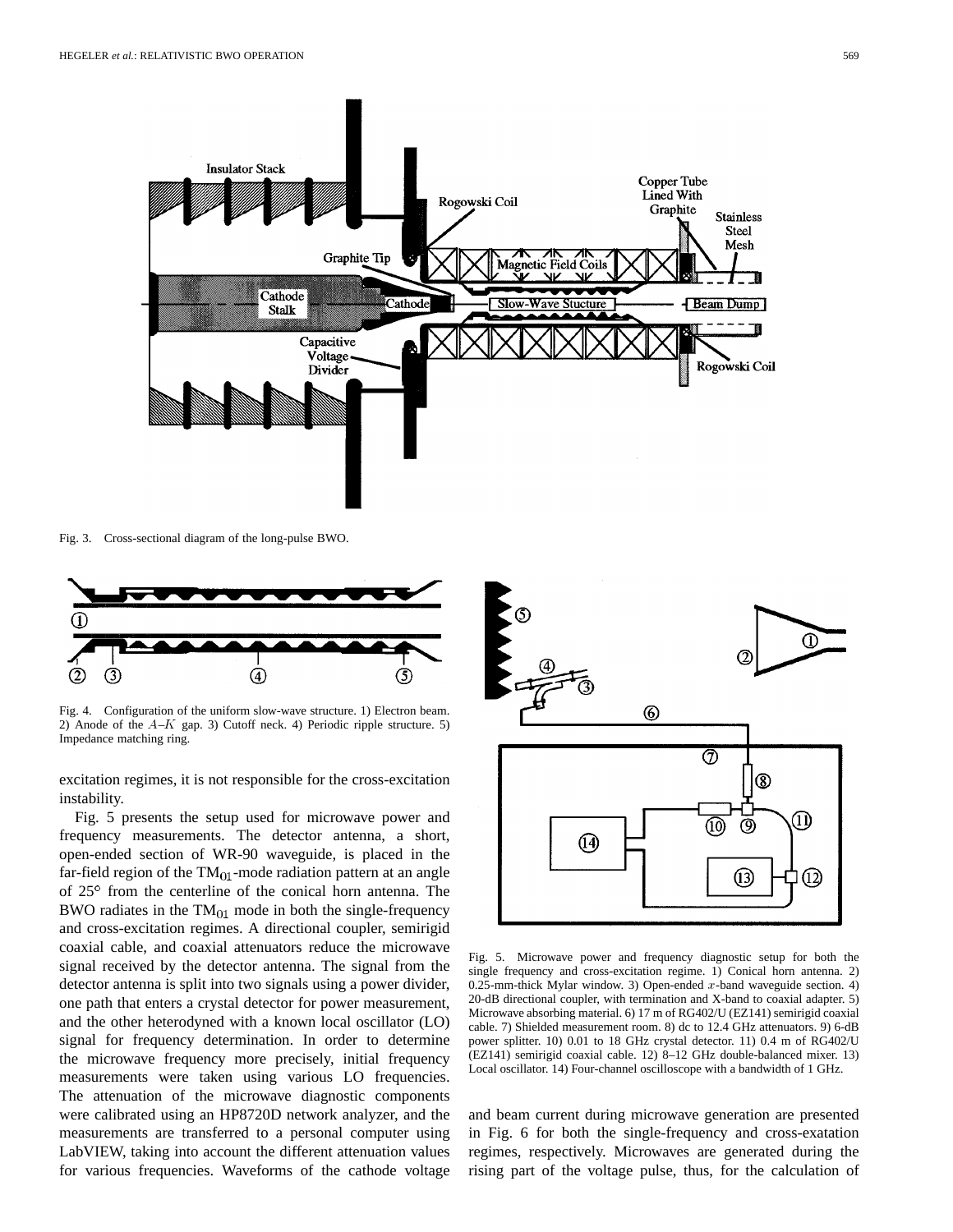Fig. 3. Cross-sectional diagram of the long-pulse BWO.

Fig. 4. Configuration of the uniform slow-wave structure. 1) Electron beam. 2) Anode of the $A$–$K$ gap. 3) Cutoff neck. 4) Periodic ripple structure. 5) Impedance matching ring.

excitation regimes, it is not responsible for the cross-excitation instability.

Fig. 5 presents the setup used for microwave power and frequency measurements. The detector antenna, a short, open-ended section of WR-90 waveguide, is placed in the far-field region of the $TM_{01}$-mode radiation pattern at an angle of 25° from the centerline of the conical horn antenna. The BWO radiates in the $TM_{01}$ mode in both the single-frequency and cross-excitation regimes. A directional coupler, semirigid coaxial cable, and coaxial attenuators reduce the microwave signal received by the detector antenna. The signal from the detector antenna is split into two signals using a power divider, one path that enters a crystal detector for power measurement, and the other heterodyned with a known local oscillator (LO) signal for frequency determination. In order to determine the microwave frequency more precisely, initial frequency measurements were taken using various LO frequencies. The attenuation of the microwave diagnostic components were calibrated using an HP8720D network analyzer, and the measurements are transferred to a personal computer using LabVIEW, taking into account the different attenuation values for various frequencies. Waveforms of the cathode voltage and beam current during microwave generation are presented in Fig. 6 for both the single-frequency and cross-exatation regimes, respectively. Microwaves are generated during the rising part of the voltage pulse, thus, for the calculation of

Fig. 5. Microwave power and frequency diagnostic setup for both the single frequency and cross-excitation regime. 1) Conical horn antenna. 2) 0.25-mm-thick Mylar window. 3) Open-ended $x$-band waveguide section. 4) 20-dB directional coupler, with termination and X-band to coaxial adapter. 5) Microwave absorbing material. 6) 17 m of RG402/U (EZ141) semirigid coaxial cable. 7) Shielded measurement room. 8) dc to 12.4 GHz attenuators. 9) 6-dB power splitter. 10) 0.01 to 18 GHz crystal detector. 11) 0.4 m of RG402/U (EZ141) semirigid coaxial cable. 12) 8–12 GHz double-balanced mixer. 13) Local oscillator. 14) Four-channel oscilloscope with a bandwidth of 1 GHz.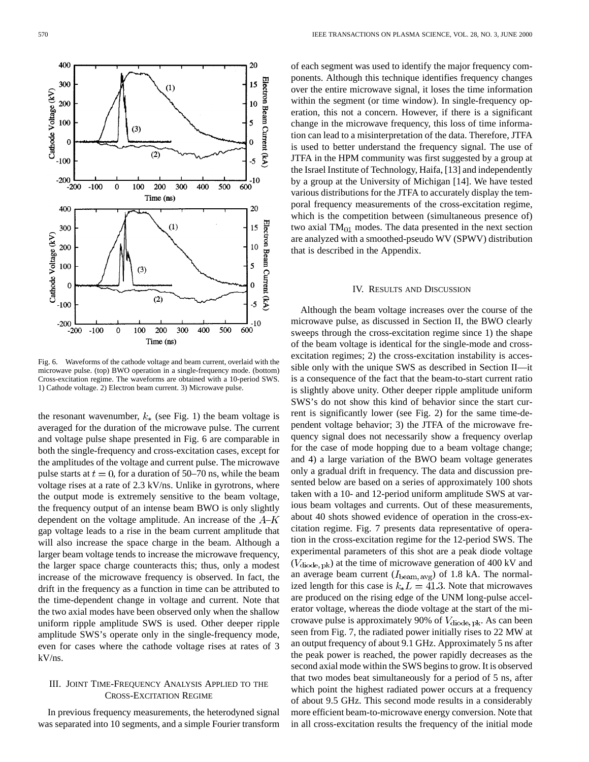Fig. 6. Waveforms of the cathode voltage and beam current, overlaid with the microwave pulse. (top) BWO operation in a single-frequency mode. (bottom) Cross-excitation regime. The waveforms are obtained with a 10-period SWS. 1) Cathode voltage. 2) Electron beam current. 3) Microwave pulse.

the resonant wavenumber, $k_*$ (see Fig. 1) the beam voltage is averaged for the duration of the microwave pulse. The current and voltage pulse shape presented in Fig. 6 are comparable in both the single-frequency and cross-excitation cases, except for the amplitudes of the voltage and current pulse. The microwave pulse starts at $t = 0$, for a duration of 50–70 ns, while the beam voltage rises at a rate of 2.3 kV/ns. Unlike in gyrotrons, where the output mode is extremely sensitive to the beam voltage, the frequency output of an intense beam BWO is only slightly dependent on the voltage amplitude. An increase of the $A$–$K$ gap voltage leads to a rise in the beam current amplitude that will also increase the space charge in the beam. Although a larger beam voltage tends to increase the microwave frequency, the larger space charge counteracts this; thus, only a modest increase of the microwave frequency is observed. In fact, the drift in the frequency as a function in time can be attributed to the time-dependent change in voltage and current. Note that the two axial modes have been observed only when the shallow uniform ripple amplitude SWS is used. Other deeper ripple amplitude SWS's operate only in the single-frequency mode, even for cases where the cathode voltage rises at rates of 3 kV/ns.

## III. Joint Time-Frequency Analysis Applied to the Cross-Excitation Regime

In previous frequency measurements, the heterodyned signal was separated into 10 segments, and a simple Fourier transform of each segment was used to identify the major frequency components. Although this technique identifies frequency changes over the entire microwave signal, it loses the time information within the segment (or time window). In single-frequency operation, this not a concern. However, if there is a significant change in the microwave frequency, this loss of time information can lead to a misinterpretation of the data. Therefore, JTFA is used to better understand the frequency signal. The use of JTFA in the HPM community was first suggested by a group at the Israel Institute of Technology, Haifa, [13] and independently by a group at the University of Michigan [14]. We have tested various distributions for the JTFA to accurately display the temporal frequency measurements of the cross-excitation regime, which is the competition between (simultaneous presence of) two axial $TM_{01}$ modes. The data presented in the next section are analyzed with a smoothed-pseudo WV (SPWV) distribution that is described in the Appendix.

## IV. Results and Discussion

Although the beam voltage increases over the course of the microwave pulse, as discussed in Section II, the BWO clearly sweeps through the cross-excitation regime since 1) the shape of the beam voltage is identical for the single-mode and cross-excitation regimes; 2) the cross-excitation instability is accessible only with the unique SWS as described in Section II—it is a consequence of the fact that the beam-to-start current ratio is slightly above unity. Other deeper ripple amplitude uniform SWS's do not show this kind of behavior since the start current is significantly lower (see Fig. 2) for the same time-dependent voltage behavior; 3) the JTFA of the microwave frequency signal does not necessarily show a frequency overlap for the case of mode hopping due to a beam voltage change; and 4) a large variation of the BWO beam voltage generates only a gradual drift in frequency. The data and discussion presented below are based on a series of approximately 100 shots taken with a 10- and 12-period uniform amplitude SWS at various beam voltages and currents. Out of these measurements, about 40 shots showed evidence of operation in the cross-excitation regime. Fig. 7 presents data representative of operation in the cross-excitation regime for the 12-period SWS. The experimental parameters of this shot are a peak diode voltage ($V_{\text{diode, pk}}$) at the time of microwave generation of 400 kV and an average beam current ($I_{\text{beam, avg}}$) of 1.8 kA. The normalized length for this case is $k_* L = 41.3$. Note that microwaves are produced on the rising edge of the UNM long-pulse accelerator voltage, whereas the diode voltage at the start of the microwave pulse is approximately 90% of $V_{\text{diode, pk}}$. As can been seen from Fig. 7, the radiated power initially rises to 22 MW at an output frequency of about 9.1 GHz. Approximately 5 ns after the peak power is reached, the power rapidly decreases as the second axial mode within the SWS begins to grow. It is observed that two modes beat simultaneously for a period of 5 ns, after which point the highest radiated power occurs at a frequency of about 9.5 GHz. This second mode results in a considerably more efficient beam-to-microwave energy conversion. Note that in all cross-excitation results the frequency of the initial mode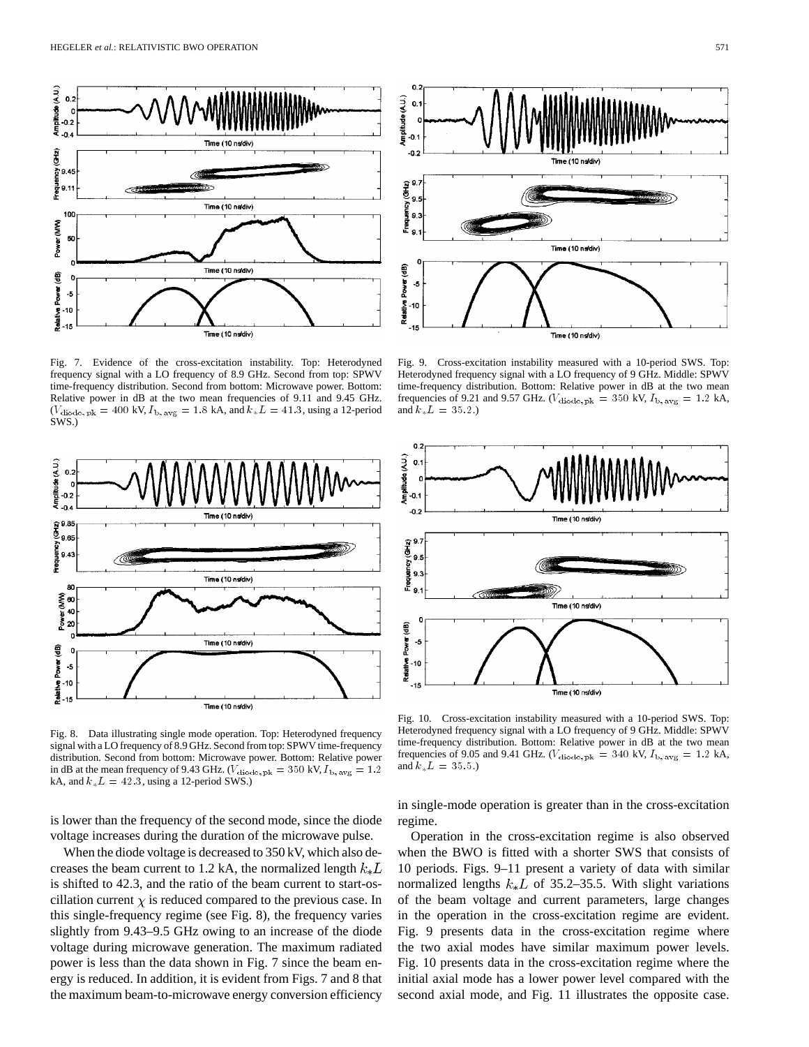Fig. 7. Evidence of the cross-excitation instability. Top: Heterodyned frequency signal with a LO frequency of 8.9 GHz. Second from top: SPWV time-frequency distribution. Second from bottom: Microwave power. Bottom: Relative power in dB at the two mean frequencies of 9.11 and 9.45 GHz. ($V_{\rm diode,\,pk} = 400$ kV, $I_{\rm b,\,avg} = 1.8$ kA, and $k_* L = 41.3$, using a 12-period SWS.)

Fig. 9. Cross-excitation instability measured with a 10-period SWS. Top: Heterodyned frequency signal with a LO frequency of 9 GHz. Middle: SPWV time-frequency distribution. Bottom: Relative power in dB at the two mean frequencies of 9.21 and 9.57 GHz. ($V_{\rm diode,\,pk} = 350$ kV, $I_{\rm b,\,avg} = 1.2$ kA, and $k_* L = 35.2$.)

Fig. 8. Data illustrating single mode operation. Top: Heterodyned frequency signal with a LO frequency of 8.9 GHz. Second from top: SPWV time-frequency distribution. Second from bottom: Microwave power. Bottom: Relative power in dB at the mean frequency of 9.43 GHz. ($V_{\rm diode,\,pk} = 350$ kV, $I_{\rm b,\,avg} = 1.2$ kA, and $k_* L = 42.3$, using a 12-period SWS.)

Fig. 10. Cross-excitation instability measured with a 10-period SWS. Top: Heterodyned frequency signal with a LO frequency of 9 GHz. Middle: SPWV time-frequency distribution. Bottom: Relative power in dB at the two mean frequencies of 9.05 and 9.41 GHz. ($V_{\rm diode,\,pk} = 340$ kV, $I_{\rm b,\,avg} = 1.2$ kA, and $k_* L = 35.5$.)

is lower than the frequency of the second mode, since the diode voltage increases during the duration of the microwave pulse.

When the diode voltage is decreased to 350 kV, which also decreases the beam current to 1.2 kA, the normalized length $k_* L$ is shifted to 42.3, and the ratio of the beam current to start-oscillation current $\chi$ is reduced compared to the previous case. In this single-frequency regime (see Fig. 8), the frequency varies slightly from 9.43–9.5 GHz owing to an increase of the diode voltage during microwave generation. The maximum radiated power is less than the data shown in Fig. 7 since the beam energy is reduced. In addition, it is evident from Figs. 7 and 8 that the maximum beam-to-microwave energy conversion efficiency in single-mode operation is greater than in the cross-excitation regime.

Operation in the cross-excitation regime is also observed when the BWO is fitted with a shorter SWS that consists of 10 periods. Figs. 9–11 present a variety of data with similar normalized lengths $k_* L$ of 35.2–35.5. With slight variations of the beam voltage and current parameters, large changes in the operation in the cross-excitation regime are evident. Fig. 9 presents data in the cross-excitation regime where the two axial modes have similar maximum power levels. Fig. 10 presents data in the cross-excitation regime where the initial axial mode has a lower power level compared with the second axial mode, and Fig. 11 illustrates the opposite case.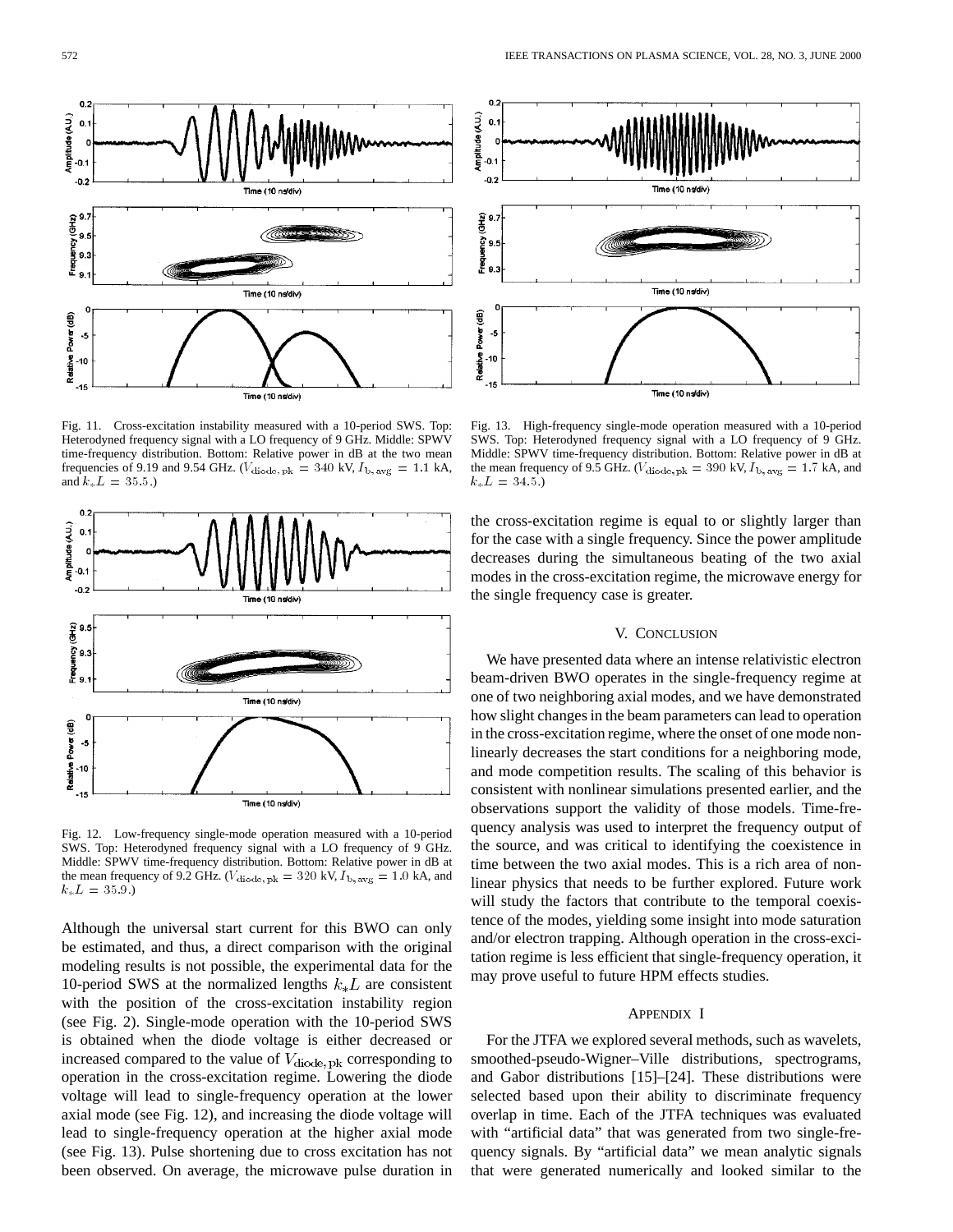Amplitude (A.U.)
0.2
0.1
0
-0.1
-0.2
Time (10 ns/div)

Frequency (GHz)
9.7
9.5
9.3
9.1
Time (10 ns/div)

Relative Power (dB)
0
-5
-10
-15
Time (10 ns/div)

Fig. 11. Cross-excitation instability measured with a 10-period SWS. Top: Heterodyned frequency signal with a LO frequency of 9 GHz. Middle: SPWV time-frequency distribution. Bottom: Relative power in dB at the two mean frequencies of 9.19 and 9.54 GHz. ($V_{\text{diode,pk}} = 340$ kV, $I_{\text{b,avg}} = 1.1$ kA, and $k_*L = 35.5$.)

Amplitude (A.U.)
0.2
0.1
0
-0.1
-0.2
Time (10 ns/div)

Frequency (GHz)
9.5
9.3
9.1
Time (10 ns/div)

Relative Power (dB)
0
-5
-10
-15
Time (10 ns/div)

Fig. 12. Low-frequency single-mode operation measured with a 10-period SWS. Top: Heterodyned frequency signal with a LO frequency of 9 GHz. Middle: SPWV time-frequency distribution. Bottom: Relative power in dB at the mean frequency of 9.2 GHz. ($V_{\text{diode,pk}} = 320$ kV, $I_{\text{b,avg}} = 1.0$ kA, and $k_*L = 35.9$.)

Amplitude (A.U.)
0.2
0.1
0
-0.1
-0.2
Time (10 ns/div)

Frequency (GHz)
9.7
9.5
9.3
Time (10 ns/div)

Relative Power (dB)
0
-5
-10
-15
Time (10 ns/div)

Fig. 13. High-frequency single-mode operation measured with a 10-period SWS. Top: Heterodyned frequency signal with a LO frequency of 9 GHz. Middle: SPWV time-frequency distribution. Bottom: Relative power in dB at the mean frequency of 9.5 GHz. ($V_{\text{diode,pk}} = 390$ kV, $I_{\text{b,avg}} = 1.7$ kA, and $k_*L = 34.5$.)

Although the universal start current for this BWO can only be estimated, and thus, a direct comparison with the original modeling results is not possible, the experimental data for the 10-period SWS at the normalized lengths $k_*L$ are consistent with the position of the cross-excitation instability region (see Fig. 2). Single-mode operation with the 10-period SWS is obtained when the diode voltage is either decreased or increased compared to the value of $V_{\text{diode,pk}}$ corresponding to operation in the cross-excitation regime. Lowering the diode voltage will lead to single-frequency operation at the lower axial mode (see Fig. 12), and increasing the diode voltage will lead to single-frequency operation at the higher axial mode (see Fig. 13). Pulse shortening due to cross excitation has not been observed. On average, the microwave pulse duration in the cross-excitation regime is equal to or slightly larger than for the case with a single frequency. Since the power amplitude decreases during the simultaneous beating of the two axial modes in the cross-excitation regime, the microwave energy for the single frequency case is greater.

## V. Conclusion

We have presented data where an intense relativistic electron beam-driven BWO operates in the single-frequency regime at one of two neighboring axial modes, and we have demonstrated how slight changes in the beam parameters can lead to operation in the cross-excitation regime, where the onset of one mode nonlinearly decreases the start conditions for a neighboring mode, and mode competition results. The scaling of this behavior is consistent with nonlinear simulations presented earlier, and the observations support the validity of those models. Time-frequency analysis was used to interpret the frequency output of the source, and was critical to identifying the coexistence in time between the two axial modes. This is a rich area of nonlinear physics that needs to be further explored. Future work will study the factors that contribute to the temporal coexistence of the modes, yielding some insight into mode saturation and/or electron trapping. Although operation in the cross-excitation regime is less efficient that single-frequency operation, it may prove useful to future HPM effects studies.

## Appendix I

For the JTFA we explored several methods, such as wavelets, smoothed-pseudo-Wigner–Ville distributions, spectrograms, and Gabor distributions [15]–[24]. These distributions were selected based upon their ability to discriminate frequency overlap in time. Each of the JTFA techniques was evaluated with "artificial data" that was generated from two single-frequency signals. By "artificial data" we mean analytic signals that were generated numerically and looked similar to the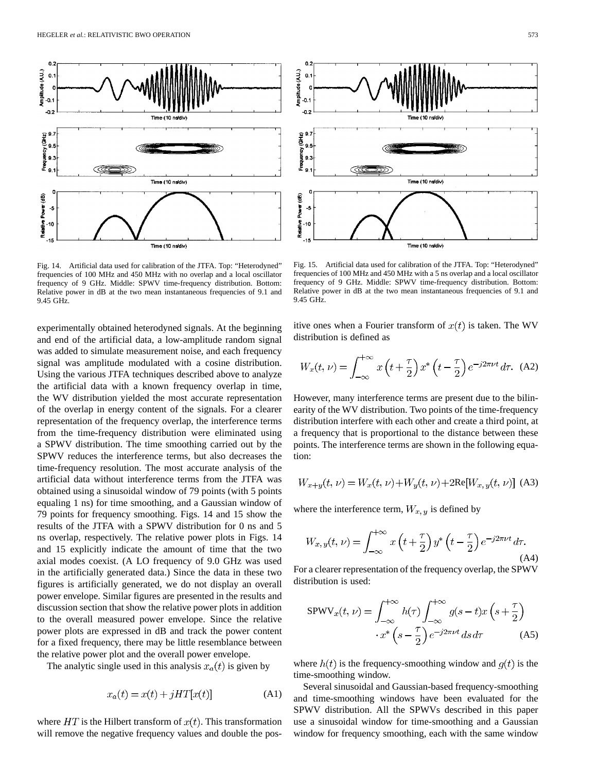Fig. 14. Artificial data used for calibration of the JTFA. Top: "Heterodyned" frequencies of 100 MHz and 450 MHz with no overlap and a local oscillator frequency of 9 GHz. Middle: SPWV time-frequency distribution. Bottom: Relative power in dB at the two mean instantaneous frequencies of 9.1 and 9.45 GHz.

Fig. 15. Artificial data used for calibration of the JTFA. Top: "Heterodyned" frequencies of 100 MHz and 450 MHz with a 5 ns overlap and a local oscillator frequency of 9 GHz. Middle: SPWV time-frequency distribution. Bottom: Relative power in dB at the two mean instantaneous frequencies of 9.1 and 9.45 GHz.

experimentally obtained heterodyned signals. At the beginning and end of the artificial data, a low-amplitude random signal was added to simulate measurement noise, and each frequency signal was amplitude modulated with a cosine distribution. Using the various JTFA techniques described above to analyze the artificial data with a known frequency overlap in time, the WV distribution yielded the most accurate representation of the overlap in energy content of the signals. For a clearer representation of the frequency overlap, the interference terms from the time-frequency distribution were eliminated using a SPWV distribution. The time smoothing carried out by the SPWV reduces the interference terms, but also decreases the time-frequency resolution. The most accurate analysis of the artificial data without interference terms from the JTFA was obtained using a sinusoidal window of 79 points (with 5 points equaling 1 ns) for time smoothing, and a Gaussian window of 79 points for frequency smoothing. Figs. 14 and 15 show the results of the JTFA with a SPWV distribution for 0 ns and 5 ns overlap, respectively. The relative power plots in Figs. 14 and 15 explicitly indicate the amount of time that the two axial modes coexist. (A LO frequency of 9.0 GHz was used in the artificially generated data.) Since the data in these two figures is artificially generated, we do not display an overall power envelope. Similar figures are presented in the results and discussion section that show the relative power plots in addition to the overall measured power envelope. Since the relative power plots are expressed in dB and track the power content for a fixed frequency, there may be little resemblance between the relative power plot and the overall power envelope.

The analytic single used in this analysis $x_a(t)$ is given by

$$x_a(t) = x(t) + jHT[x(t)] \tag{A1}$$

where $HT$ is the Hilbert transform of $x(t)$. This transformation will remove the negative frequency values and double the positive ones when a Fourier transform of $x(t)$ is taken. The WV distribution is defined as

$$W_x(t, \nu) = \int_{-\infty}^{+\infty} x\left(t + \frac{\tau}{2}\right) x^*\left(t - \frac{\tau}{2}\right) e^{-j2\pi\nu t}\, d\tau. \tag{A2}$$

However, many interference terms are present due to the bilinearity of the WV distribution. Two points of the time-frequency distribution interfere with each other and create a third point, at a frequency that is proportional to the distance between these points. The interference terms are shown in the following equation:

$$W_{x+y}(t, \nu) = W_x(t, \nu) + W_y(t, \nu) + 2\text{Re}[W_{x,y}(t, \nu)] \tag{A3}$$

where the interference term, $W_{x,y}$ is defined by

$$W_{x,y}(t, \nu) = \int_{-\infty}^{+\infty} x\left(t + \frac{\tau}{2}\right) y^*\left(t - \frac{\tau}{2}\right) e^{-j2\pi\nu t}\, d\tau. \tag{A4}$$

For a clearer representation of the frequency overlap, the SPWV distribution is used:

$$\text{SPWV}_x(t, \nu) = \int_{-\infty}^{+\infty} h(\tau) \int_{-\infty}^{+\infty} g(s - t) x\left(s + \frac{\tau}{2}\right) \cdot x^*\left(s - \frac{\tau}{2}\right) e^{-j2\pi\nu t}\, ds\, d\tau \tag{A5}$$

where $h(t)$ is the frequency-smoothing window and $g(t)$ is the time-smoothing window.

Several sinusoidal and Gaussian-based frequency-smoothing and time-smoothing windows have been evaluated for the SPWV distribution. All the SPWVs described in this paper use a sinusoidal window for time-smoothing and a Gaussian window for frequency smoothing, each with the same window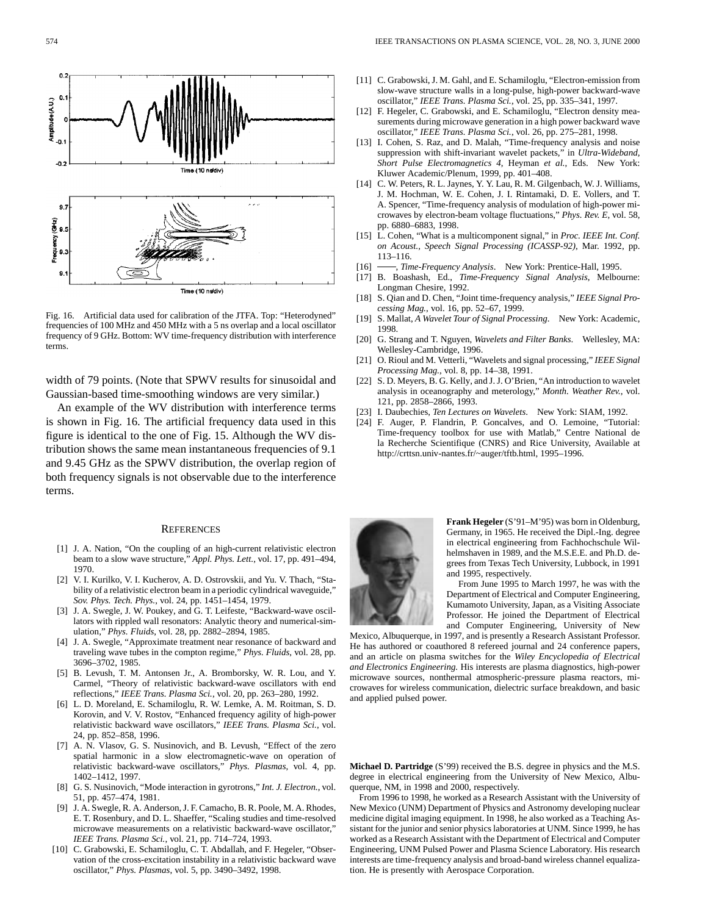Fig. 16. Artificial data used for calibration of the JTFA. Top: "Heterodyned" frequencies of 100 MHz and 450 MHz with a 5 ns overlap and a local oscillator frequency of 9 GHz. Bottom: WV time-frequency distribution with interference terms.

width of 79 points. (Note that SPWV results for sinusoidal and Gaussian-based time-smoothing windows are very similar.)

An example of the WV distribution with interference terms is shown in Fig. 16. The artificial frequency data used in this figure is identical to the one of Fig. 15. Although the WV distribution shows the same mean instantaneous frequencies of 9.1 and 9.45 GHz as the SPWV distribution, the overlap region of both frequency signals is not observable due to the interference terms.

## References

[1] J. A. Nation, "On the coupling of an high-current relativistic electron beam to a slow wave structure," *Appl. Phys. Lett.*, vol. 17, pp. 491–494, 1970.

[2] V. I. Kurilko, V. I. Kucherov, A. D. Ostrovskii, and Yu. V. Thach, "Stability of a relativistic electron beam in a periodic cylindrical waveguide," *Sov. Phys. Tech. Phys.*, vol. 24, pp. 1451–1454, 1979.

[3] J. A. Swegle, J. W. Poukey, and G. T. Leifeste, "Backward-wave oscillators with rippled wall resonators: Analytic theory and numerical-simulation," *Phys. Fluids*, vol. 28, pp. 2882–2894, 1985.

[4] J. A. Swegle, "Approximate treatment near resonance of backward and traveling wave tubes in the compton regime," *Phys. Fluids*, vol. 28, pp. 3696–3702, 1985.

[5] B. Levush, T. M. Antonsen Jr., A. Bromborsky, W. R. Lou, and Y. Carmel, "Theory of relativistic backward-wave oscillators with end reflections," *IEEE Trans. Plasma Sci.*, vol. 20, pp. 263–280, 1992.

[6] L. D. Moreland, E. Schamiloglu, R. W. Lemke, A. M. Roitman, S. D. Korovin, and V. V. Rostov, "Enhanced frequency agility of high-power relativistic backward wave oscillators," *IEEE Trans. Plasma Sci.*, vol. 24, pp. 852–858, 1996.

[7] A. N. Vlasov, G. S. Nusinovich, and B. Levush, "Effect of the zero spatial harmonic in a slow electromagnetic-wave on operation of relativistic backward-wave oscillators," *Phys. Plasmas*, vol. 4, pp. 1402–1412, 1997.

[8] G. S. Nusinovich, "Mode interaction in gyrotrons," *Int. J. Electron.*, vol. 51, pp. 457–474, 1981.

[9] J. A. Swegle, R. A. Anderson, J. F. Camacho, B. R. Poole, M. A. Rhodes, E. T. Rosenbury, and D. L. Shaeffer, "Scaling studies and time-resolved microwave measurements on a relativistic backward-wave oscillator," *IEEE Trans. Plasma Sci.*, vol. 21, pp. 714–724, 1993.

[10] C. Grabowski, E. Schamiloglu, C. T. Abdallah, and F. Hegeler, "Observation of the cross-excitation instability in a relativistic backward wave oscillator," *Phys. Plasmas*, vol. 5, pp. 3490–3492, 1998.

[11] C. Grabowski, J. M. Gahl, and E. Schamiloglu, "Electron-emission from slow-wave structure walls in a long-pulse, high-power backward-wave oscillator," *IEEE Trans. Plasma Sci.*, vol. 25, pp. 335–341, 1997.

[12] F. Hegeler, C. Grabowski, and E. Schamiloglu, "Electron density measurements during microwave generation in a high power backward wave oscillator," *IEEE Trans. Plasma Sci.*, vol. 26, pp. 275–281, 1998.

[13] I. Cohen, S. Raz, and D. Malah, "Time-frequency analysis and noise suppression with shift-invariant wavelet packets," in *Ultra-Wideband, Short Pulse Electromagnetics 4*, Heyman *et al.*, Eds. New York: Kluwer Academic/Plenum, 1999, pp. 401–408.

[14] C. W. Peters, R. L. Jaynes, Y. Y. Lau, R. M. Gilgenbach, W. J. Williams, J. M. Hochman, W. E. Cohen, J. I. Rintamaki, D. E. Vollers, and T. A. Spencer, "Time-frequency analysis of modulation of high-power microwaves by electron-beam voltage fluctuations," *Phys. Rev. E*, vol. 58, pp. 6880–6883, 1998.

[15] L. Cohen, "What is a multicomponent signal," in *Proc. IEEE Int. Conf. on Acoust., Speech Signal Processing (ICASSP-92)*, Mar. 1992, pp. 113–116.

[16] ——, *Time-Frequency Analysis*. New York: Prentice-Hall, 1995.

[17] B. Boashash, Ed., *Time-Frequency Signal Analysis*, Melbourne: Longman Chesire, 1992.

[18] S. Qian and D. Chen, "Joint time-frequency analysis," *IEEE Signal Processing Mag.*, vol. 16, pp. 52–67, 1999.

[19] S. Mallat, *A Wavelet Tour of Signal Processing*. New York: Academic, 1998.

[20] G. Strang and T. Nguyen, *Wavelets and Filter Banks*. Wellesley, MA: Wellesley-Cambridge, 1996.

[21] O. Rioul and M. Vetterli, "Wavelets and signal processing," *IEEE Signal Processing Mag.*, vol. 8, pp. 14–38, 1991.

[22] S. D. Meyers, B. G. Kelly, and J. J. O'Brien, "An introduction to wavelet analysis in oceanography and meterology," *Month. Weather Rev.*, vol. 121, pp. 2858–2866, 1993.

[23] I. Daubechies, *Ten Lectures on Wavelets*. New York: SIAM, 1992.

[24] F. Auger, P. Flandrin, P. Goncalves, and O. Lemoine, "Tutorial: Time-frequency toolbox for use with Matlab," Centre National de la Recherche Scientifique (CNRS) and Rice University, Available at http://crttsn.univ-nantes.fr/~auger/tftb.html, 1995–1996.

**Frank Hegeler** (S'91–M'95) was born in Oldenburg, Germany, in 1965. He received the Dipl.-Ing. degree in electrical engineering from Fachhochschule Wilhelmshaven in 1989, and the M.S.E.E. and Ph.D. degrees from Texas Tech University, Lubbock, in 1991 and 1995, respectively.

From June 1995 to March 1997, he was with the Department of Electrical and Computer Engineering, Kumamoto University, Japan, as a Visiting Associate Professor. He joined the Department of Electrical and Computer Engineering, University of New Mexico, Albuquerque, in 1997, and is presently a Research Assistant Professor. He has authored or coauthored 8 refereed journal and 24 conference papers, and an article on plasma switches for the *Wiley Encyclopedia of Electrical and Electronics Engineering.* His interests are plasma diagnostics, high-power microwave sources, nonthermal atmospheric-pressure plasma reactors, microwaves for wireless communication, dielectric surface breakdown, and basic and applied pulsed power.

**Michael D. Partridge** (S'99) received the B.S. degree in physics and the M.S. degree in electrical engineering from the University of New Mexico, Albuquerque, NM, in 1998 and 2000, respectively.

From 1996 to 1998, he worked as a Research Assistant with the University of New Mexico (UNM) Department of Physics and Astronomy developing nuclear medicine digital imaging equipment. In 1998, he also worked as a Teaching Assistant for the junior and senior physics laboratories at UNM. Since 1999, he has worked as a Research Assistant with the Department of Electrical and Computer Engineering, UNM Pulsed Power and Plasma Science Laboratory. His research interests are time-frequency analysis and broad-band wireless channel equalization. He is presently with Aerospace Corporation.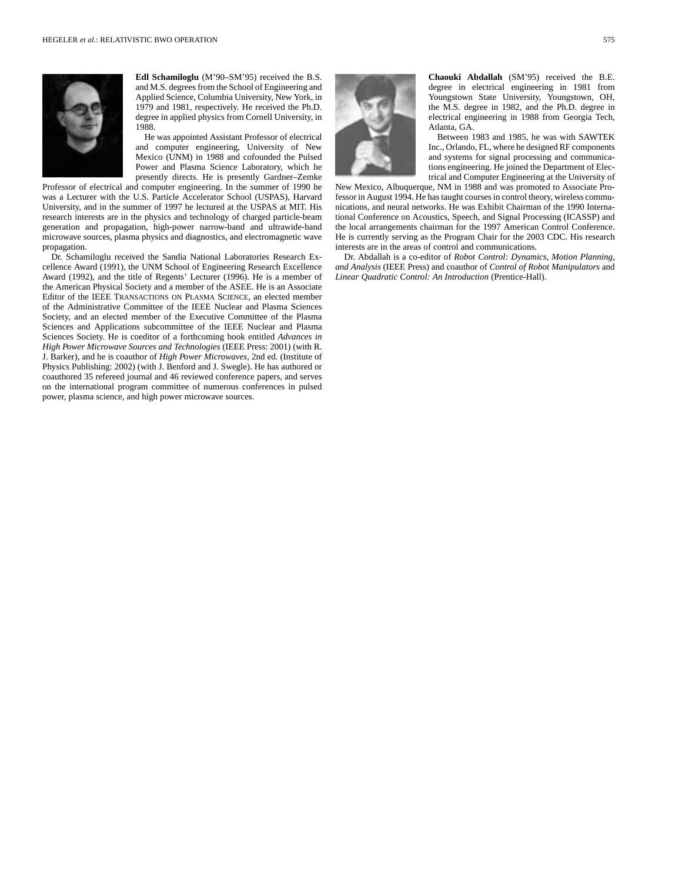**Edl Schamiloglu** (M'90–SM'95) received the B.S. and M.S. degrees from the School of Engineering and Applied Science, Columbia University, New York, in 1979 and 1981, respectively. He received the Ph.D. degree in applied physics from Cornell University, in 1988.

He was appointed Assistant Professor of electrical and computer engineering, University of New Mexico (UNM) in 1988 and cofounded the Pulsed Power and Plasma Science Laboratory, which he presently directs. He is presently Gardner–Zemke Professor of electrical and computer engineering. In the summer of 1990 he was a Lecturer with the U.S. Particle Accelerator School (USPAS), Harvard University, and in the summer of 1997 he lectured at the USPAS at MIT. His research interests are in the physics and technology of charged particle-beam generation and propagation, high-power narrow-band and ultrawide-band microwave sources, plasma physics and diagnostics, and electromagnetic wave propagation.

Dr. Schamiloglu received the Sandia National Laboratories Research Excellence Award (1991), the UNM School of Engineering Research Excellence Award (1992), and the title of Regents' Lecturer (1996). He is a member of the American Physical Society and a member of the ASEE. He is an Associate Editor of the IEEE TRANSACTIONS ON PLASMA SCIENCE, an elected member of the Administrative Committee of the IEEE Nuclear and Plasma Sciences Society, and an elected member of the Executive Committee of the Plasma Sciences and Applications subcommittee of the IEEE Nuclear and Plasma Sciences Society. He is coeditor of a forthcoming book entitled *Advances in High Power Microwave Sources and Technologies* (IEEE Press: 2001) (with R. J. Barker), and he is coauthor of *High Power Microwaves*, 2nd ed. (Institute of Physics Publishing: 2002) (with J. Benford and J. Swegle). He has authored or coauthored 35 refereed journal and 46 reviewed conference papers, and serves on the international program committee of numerous conferences in pulsed power, plasma science, and high power microwave sources.

**Chaouki Abdallah** (SM'95) received the B.E. degree in electrical engineering in 1981 from Youngstown State University, Youngstown, OH, the M.S. degree in 1982, and the Ph.D. degree in electrical engineering in 1988 from Georgia Tech, Atlanta, GA.

Between 1983 and 1985, he was with SAWTEK Inc., Orlando, FL, where he designed RF components and systems for signal processing and communications engineering. He joined the Department of Electrical and Computer Engineering at the University of New Mexico, Albuquerque, NM in 1988 and was promoted to Associate Professor in August 1994. He has taught courses in control theory, wireless communications, and neural networks. He was Exhibit Chairman of the 1990 International Conference on Acoustics, Speech, and Signal Processing (ICASSP) and the local arrangements chairman for the 1997 American Control Conference. He is currently serving as the Program Chair for the 2003 CDC. His research interests are in the areas of control and communications.

Dr. Abdallah is a co-editor of *Robot Control: Dynamics, Motion Planning, and Analysis* (IEEE Press) and coauthor of *Control of Robot Manipulators* and *Linear Quadratic Control: An Introduction* (Prentice-Hall).